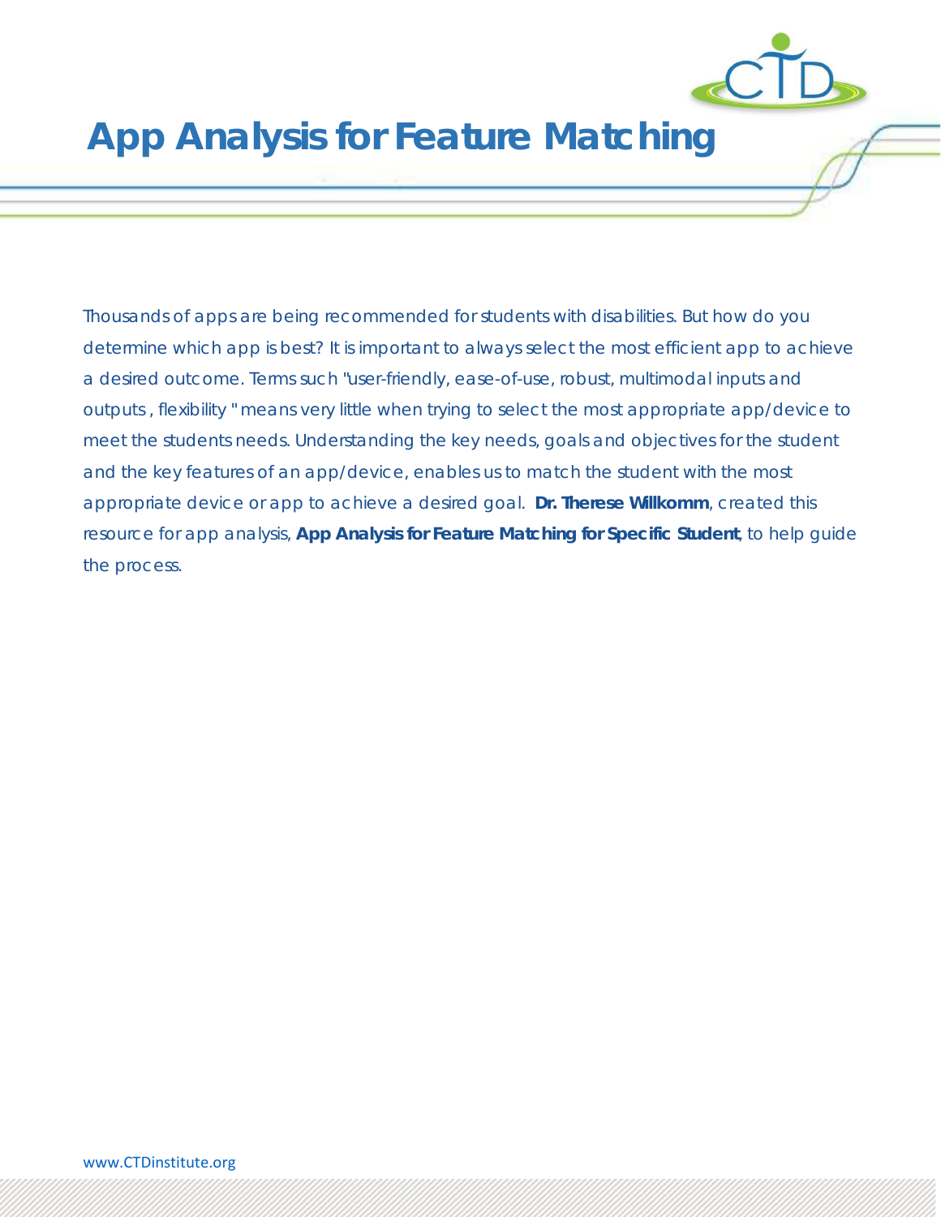# App Analysis for Feature Matching

Thousands of apps are being recommended for students with disabilities. But how do you determine which app is best? It is important to always select the most efficient app to achieve a desired outcome. Terms such "user-friendly, ease-of-use, robust, multimodal inputs and outputs , flexibility " means very little when trying to select the most appropriate app/device to meet the students needs. Understanding the key needs, goals and objectives for the student and the key features of an app/device, enables us to match the student with the most appropriate device or app to achieve a desired goal. **Dr. Therese Willkomm**, created this resource for app analysis, **App Analysis for Feature Matching for Specific Student**, to help guide the process.

www.CTDinstitute.org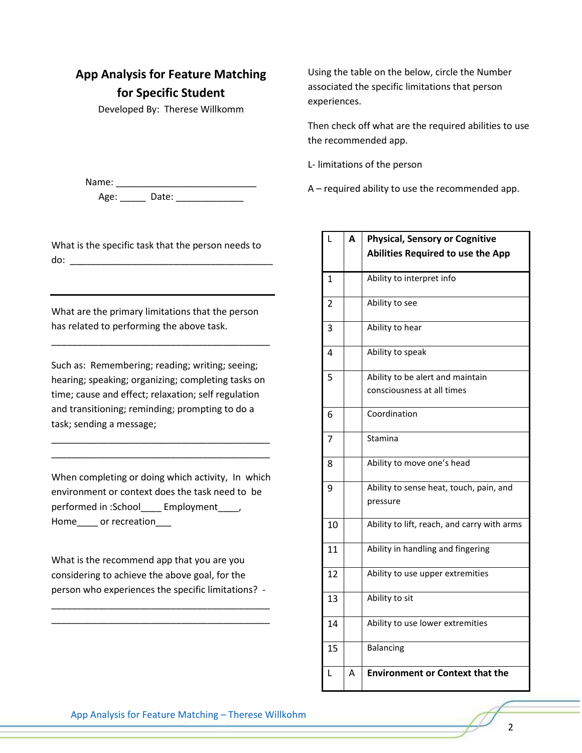## App Analysis for Feature Matching for Specific Student

Developed By: Therese Willkomm

Name: ___________________________

Age: _____ Date: _____________

What is the specific task that the person needs to do: _______________________________________

What are the primary limitations that the person has related to performing the above task.

___________________________________________

Such as: Remembering; reading; writing; seeing; hearing; speaking; organizing; completing tasks on time; cause and effect; relaxation; self regulation and transitioning; reminding; prompting to do a task; sending a message;

___________________________________________

___________________________________________

When completing or doing which activity, In which environment or context does the task need to be performed in :School____ Employment____, Home____ or recreation___

What is the recommend app that you are you considering to achieve the above goal, for the person who experiences the specific limitations? -

___________________________________________

___________________________________________

Using the table on the below, circle the Number associated the specific limitations that person experiences.

Then check off what are the required abilities to use the recommended app.

L- limitations of the person

A – required ability to use the recommended app.

| L | A | Physical, Sensory or Cognitive Abilities Required to use the App |
|---|---|---|
| 1 | | Ability to interpret info |
| 2 | | Ability to see |
| 3 | | Ability to hear |
| 4 | | Ability to speak |
| 5 | | Ability to be alert and maintain consciousness at all times |
| 6 | | Coordination |
| 7 | | Stamina |
| 8 | | Ability to move one's head |
| 9 | | Ability to sense heat, touch, pain, and pressure |
| 10 | | Ability to lift, reach, and carry with arms |
| 11 | | Ability in handling and fingering |
| 12 | | Ability to use upper extremities |
| 13 | | Ability to sit |
| 14 | | Ability to use lower extremities |
| 15 | | Balancing |
| L | A | **Environment or Context that the** |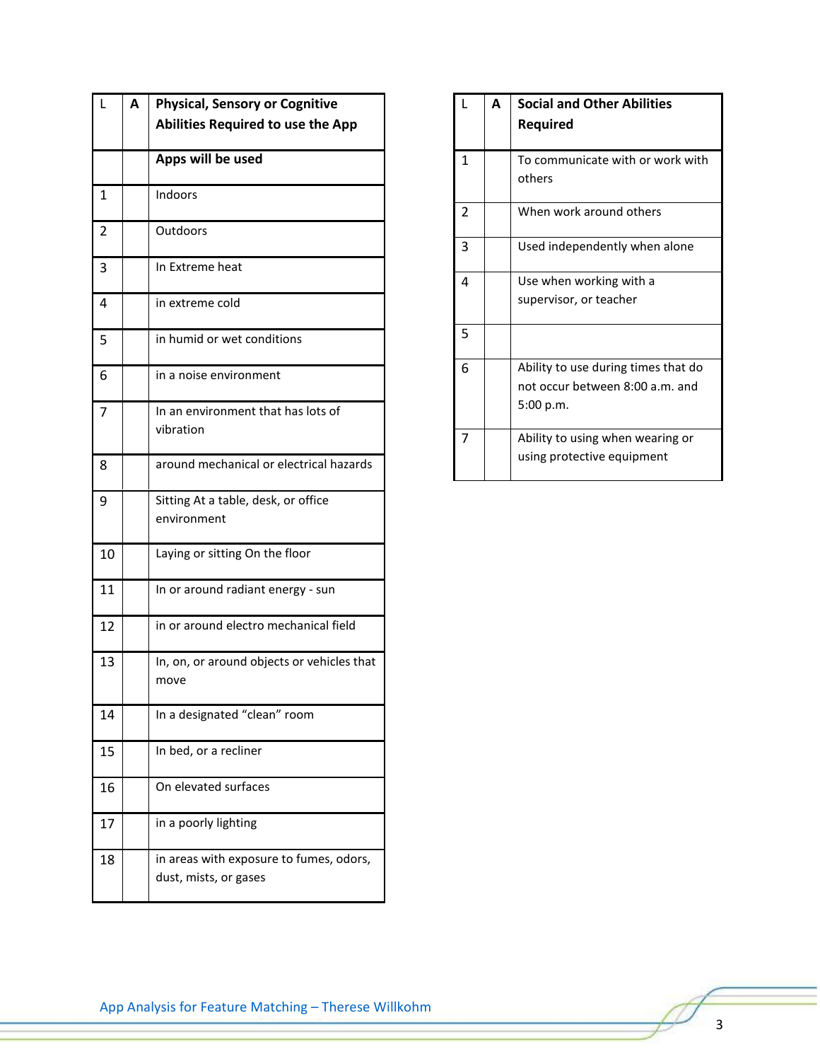| L | A | Physical, Sensory or Cognitive Abilities Required to use the App |
|---|---|---|
| | | **Apps will be used** |
| 1 | | Indoors |
| 2 | | Outdoors |
| 3 | | In Extreme heat |
| 4 | | in extreme cold |
| 5 | | in humid or wet conditions |
| 6 | | in a noise environment |
| 7 | | In an environment that has lots of vibration |
| 8 | | around mechanical or electrical hazards |
| 9 | | Sitting At a table, desk, or office environment |
| 10 | | Laying or sitting On the floor |
| 11 | | In or around radiant energy - sun |
| 12 | | in or around electro mechanical field |
| 13 | | In, on, or around objects or vehicles that move |
| 14 | | In a designated "clean" room |
| 15 | | In bed, or a recliner |
| 16 | | On elevated surfaces |
| 17 | | in a poorly lighting |
| 18 | | in areas with exposure to fumes, odors, dust, mists, or gases |

| L | A | Social and Other Abilities Required |
|---|---|---|
| 1 | | To communicate with or work with others |
| 2 | | When work around others |
| 3 | | Used independently when alone |
| 4 | | Use when working with a supervisor, or teacher |
| 5 | | |
| 6 | | Ability to use during times that do not occur between 8:00 a.m. and 5:00 p.m. |
| 7 | | Ability to using when wearing or using protective equipment |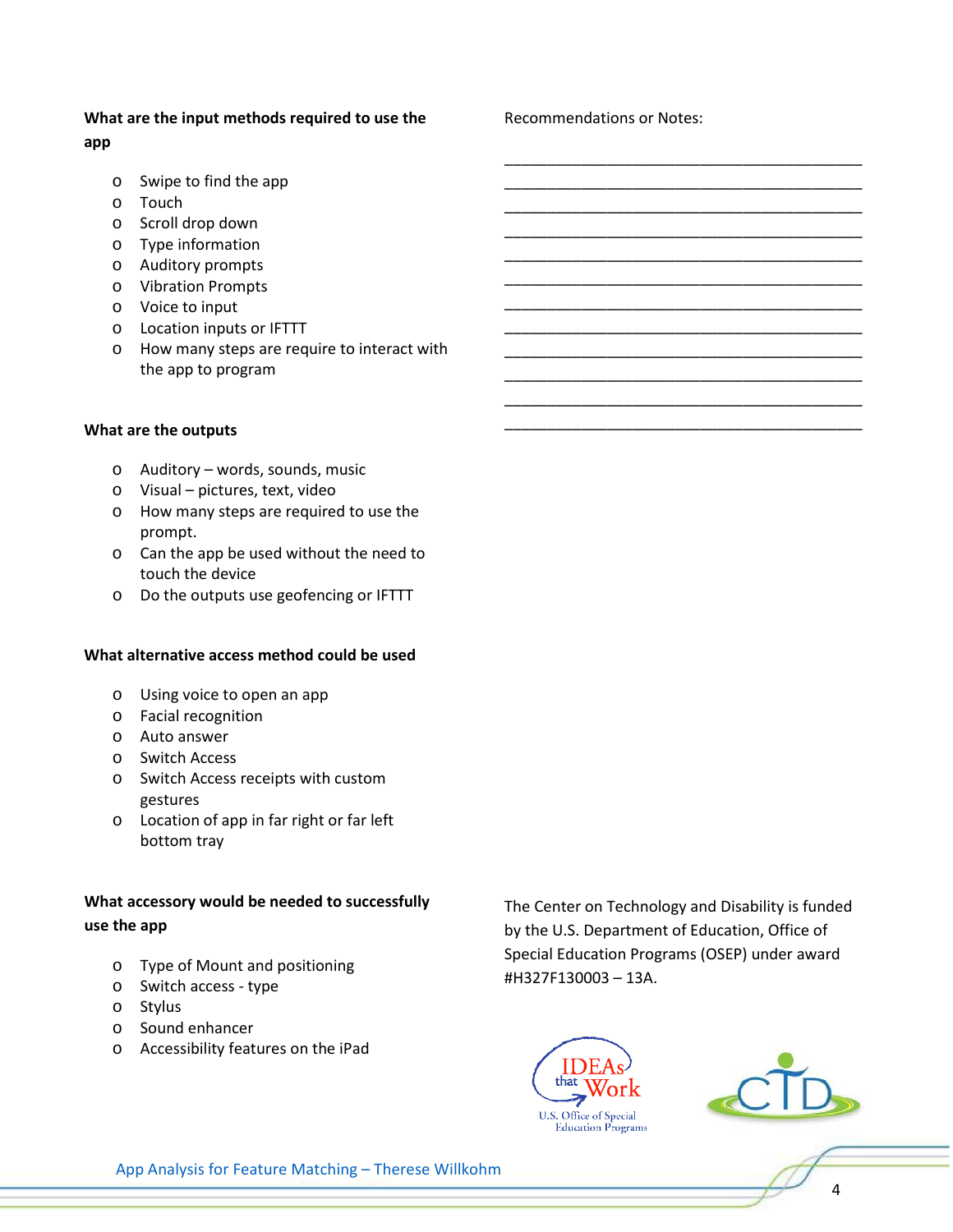**What are the input methods required to use the app**

- Swipe to find the app
- Touch
- Scroll drop down
- Type information
- Auditory prompts
- Vibration Prompts
- Voice to input
- Location inputs or IFTTT
- How many steps are require to interact with the app to program

**What are the outputs**

- Auditory – words, sounds, music
- Visual – pictures, text, video
- How many steps are required to use the prompt.
- Can the app be used without the need to touch the device
- Do the outputs use geofencing or IFTTT

**What alternative access method could be used**

- Using voice to open an app
- Facial recognition
- Auto answer
- Switch Access
- Switch Access receipts with custom gestures
- Location of app in far right or far left bottom tray

**What accessory would be needed to successfully use the app**

- Type of Mount and positioning
- Switch access - type
- Stylus
- Sound enhancer
- Accessibility features on the iPad

Recommendations or Notes:

\_\_\_\_\_\_\_\_\_\_\_\_\_\_\_\_\_\_\_\_\_\_\_\_\_\_\_\_\_\_\_\_\_\_\_\_\_\_\_\_\_\_\_\_

\_\_\_\_\_\_\_\_\_\_\_\_\_\_\_\_\_\_\_\_\_\_\_\_\_\_\_\_\_\_\_\_\_\_\_\_\_\_\_\_\_\_\_\_

\_\_\_\_\_\_\_\_\_\_\_\_\_\_\_\_\_\_\_\_\_\_\_\_\_\_\_\_\_\_\_\_\_\_\_\_\_\_\_\_\_\_\_\_

\_\_\_\_\_\_\_\_\_\_\_\_\_\_\_\_\_\_\_\_\_\_\_\_\_\_\_\_\_\_\_\_\_\_\_\_\_\_\_\_\_\_\_\_

\_\_\_\_\_\_\_\_\_\_\_\_\_\_\_\_\_\_\_\_\_\_\_\_\_\_\_\_\_\_\_\_\_\_\_\_\_\_\_\_\_\_\_\_

\_\_\_\_\_\_\_\_\_\_\_\_\_\_\_\_\_\_\_\_\_\_\_\_\_\_\_\_\_\_\_\_\_\_\_\_\_\_\_\_\_\_\_\_

\_\_\_\_\_\_\_\_\_\_\_\_\_\_\_\_\_\_\_\_\_\_\_\_\_\_\_\_\_\_\_\_\_\_\_\_\_\_\_\_\_\_\_\_

\_\_\_\_\_\_\_\_\_\_\_\_\_\_\_\_\_\_\_\_\_\_\_\_\_\_\_\_\_\_\_\_\_\_\_\_\_\_\_\_\_\_\_\_

\_\_\_\_\_\_\_\_\_\_\_\_\_\_\_\_\_\_\_\_\_\_\_\_\_\_\_\_\_\_\_\_\_\_\_\_\_\_\_\_\_\_\_\_

\_\_\_\_\_\_\_\_\_\_\_\_\_\_\_\_\_\_\_\_\_\_\_\_\_\_\_\_\_\_\_\_\_\_\_\_\_\_\_\_\_\_\_\_

\_\_\_\_\_\_\_\_\_\_\_\_\_\_\_\_\_\_\_\_\_\_\_\_\_\_\_\_\_\_\_\_\_\_\_\_\_\_\_\_\_\_\_\_

\_\_\_\_\_\_\_\_\_\_\_\_\_\_\_\_\_\_\_\_\_\_\_\_\_\_\_\_\_\_\_\_\_\_\_\_\_\_\_\_\_\_\_\_

The Center on Technology and Disability is funded by the U.S. Department of Education, Office of Special Education Programs (OSEP) under award #H327F130003 – 13A.

IDEAs that Work
U.S. Office of Special Education Programs

CTD